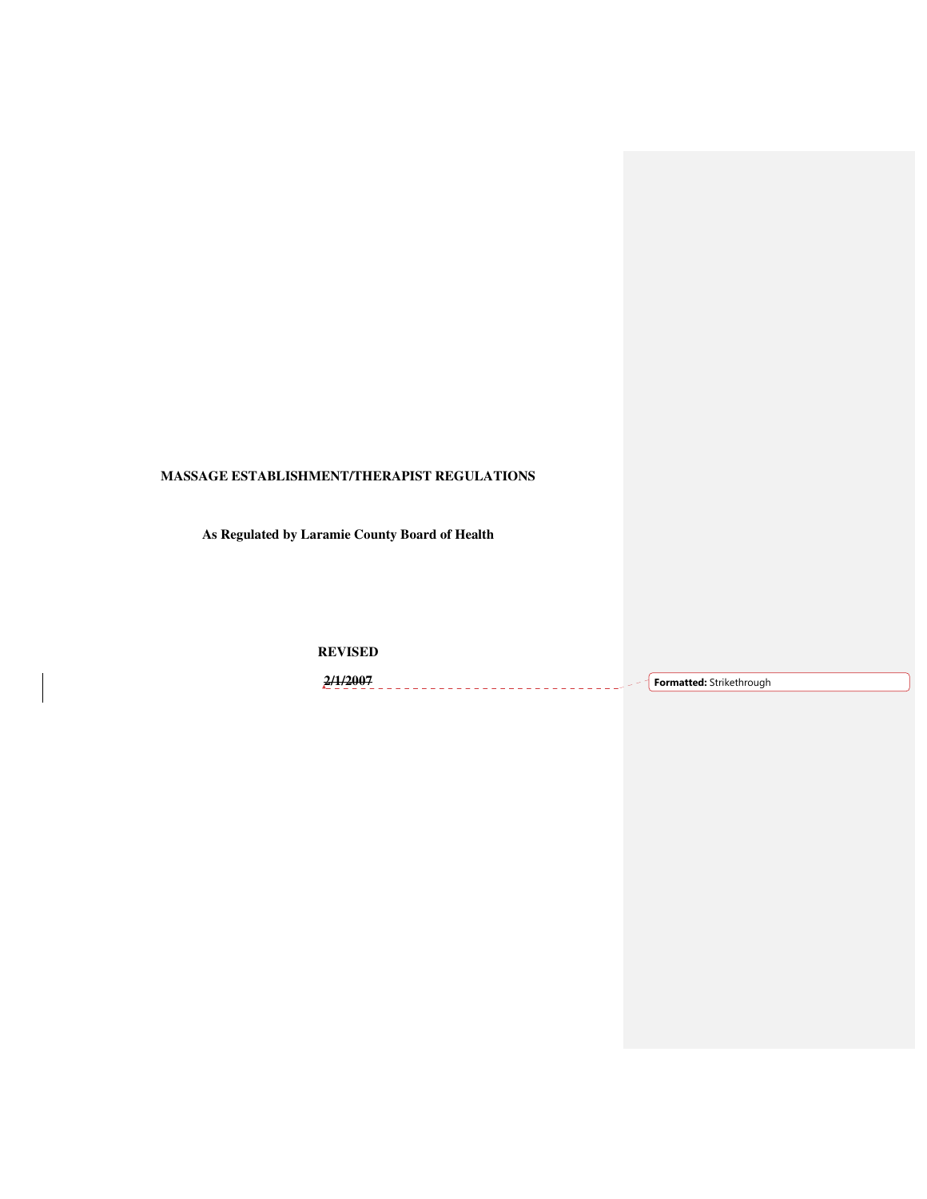**MASSAGE ESTABLISHMENT/THERAPIST REGULATIONS**

**As Regulated by Laramie County Board of Health**

**REVISED**

**~~2/1/2007~~**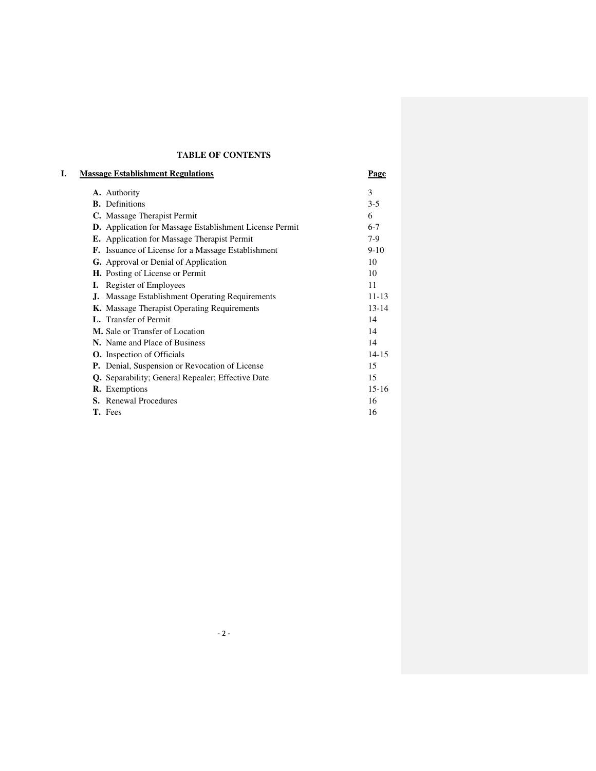## TABLE OF CONTENTS

| I. **Massage Establishment Regulations** | **Page** |
|---|---|
| **A.** Authority | 3 |
| **B.** Definitions | 3-5 |
| **C.** Massage Therapist Permit | 6 |
| **D.** Application for Massage Establishment License Permit | 6-7 |
| **E.** Application for Massage Therapist Permit | 7-9 |
| **F.** Issuance of License for a Massage Establishment | 9-10 |
| **G.** Approval or Denial of Application | 10 |
| **H.** Posting of License or Permit | 10 |
| **I.** Register of Employees | 11 |
| **J.** Massage Establishment Operating Requirements | 11-13 |
| **K.** Massage Therapist Operating Requirements | 13-14 |
| **L.** Transfer of Permit | 14 |
| **M.** Sale or Transfer of Location | 14 |
| **N.** Name and Place of Business | 14 |
| **O.** Inspection of Officials | 14-15 |
| **P.** Denial, Suspension or Revocation of License | 15 |
| **Q.** Separability; General Repealer; Effective Date | 15 |
| **R.** Exemptions | 15-16 |
| **S.** Renewal Procedures | 16 |
| **T.** Fees | 16 |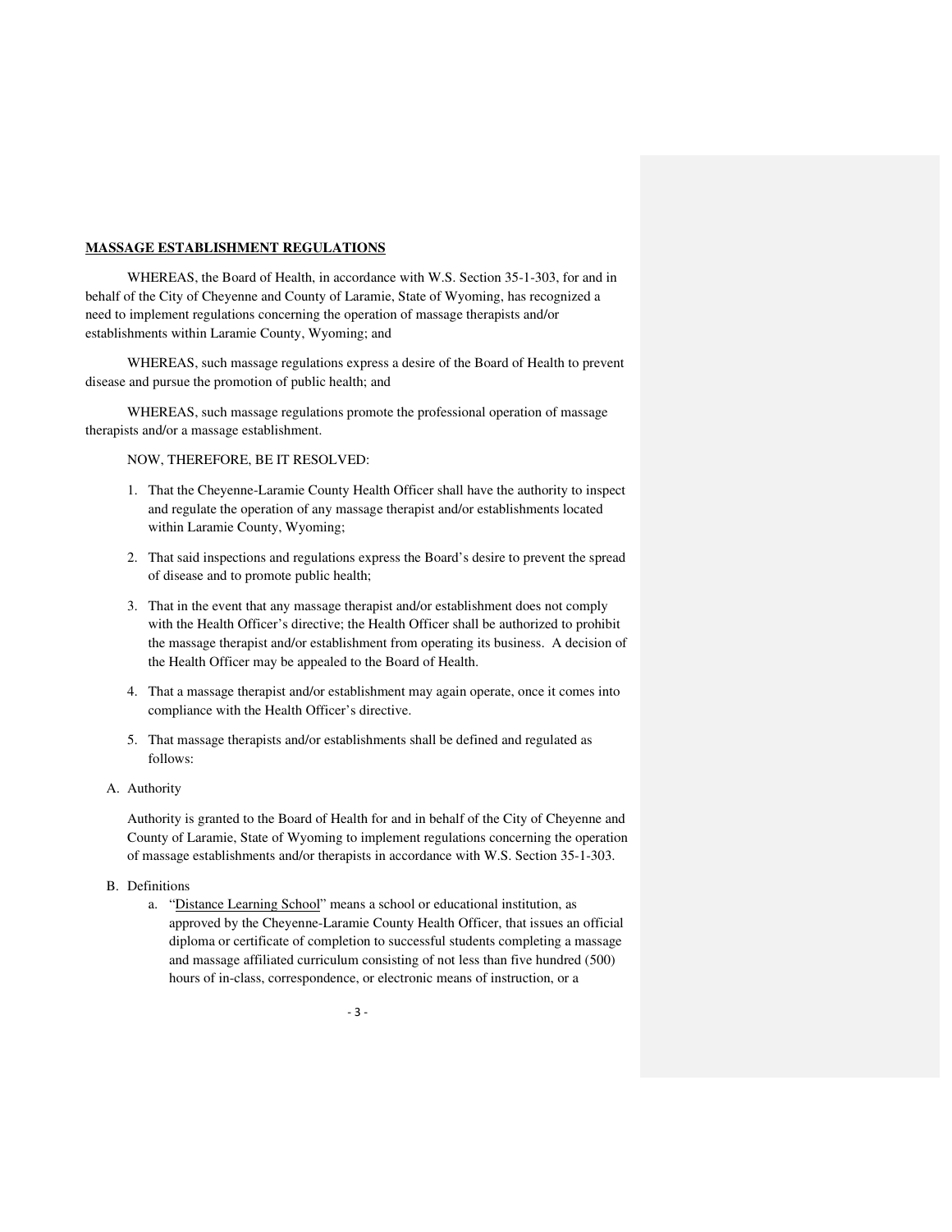**MASSAGE ESTABLISHMENT REGULATIONS**

WHEREAS, the Board of Health, in accordance with W.S. Section 35-1-303, for and in behalf of the City of Cheyenne and County of Laramie, State of Wyoming, has recognized a need to implement regulations concerning the operation of massage therapists and/or establishments within Laramie County, Wyoming; and

WHEREAS, such massage regulations express a desire of the Board of Health to prevent disease and pursue the promotion of public health; and

WHEREAS, such massage regulations promote the professional operation of massage therapists and/or a massage establishment.

NOW, THEREFORE, BE IT RESOLVED:

1. That the Cheyenne-Laramie County Health Officer shall have the authority to inspect and regulate the operation of any massage therapist and/or establishments located within Laramie County, Wyoming;

2. That said inspections and regulations express the Board's desire to prevent the spread of disease and to promote public health;

3. That in the event that any massage therapist and/or establishment does not comply with the Health Officer's directive; the Health Officer shall be authorized to prohibit the massage therapist and/or establishment from operating its business. A decision of the Health Officer may be appealed to the Board of Health.

4. That a massage therapist and/or establishment may again operate, once it comes into compliance with the Health Officer's directive.

5. That massage therapists and/or establishments shall be defined and regulated as follows:

A. Authority

Authority is granted to the Board of Health for and in behalf of the City of Cheyenne and County of Laramie, State of Wyoming to implement regulations concerning the operation of massage establishments and/or therapists in accordance with W.S. Section 35-1-303.

B. Definitions

a. "<u>Distance Learning School</u>" means a school or educational institution, as approved by the Cheyenne-Laramie County Health Officer, that issues an official diploma or certificate of completion to successful students completing a massage and massage affiliated curriculum consisting of not less than five hundred (500) hours of in-class, correspondence, or electronic means of instruction, or a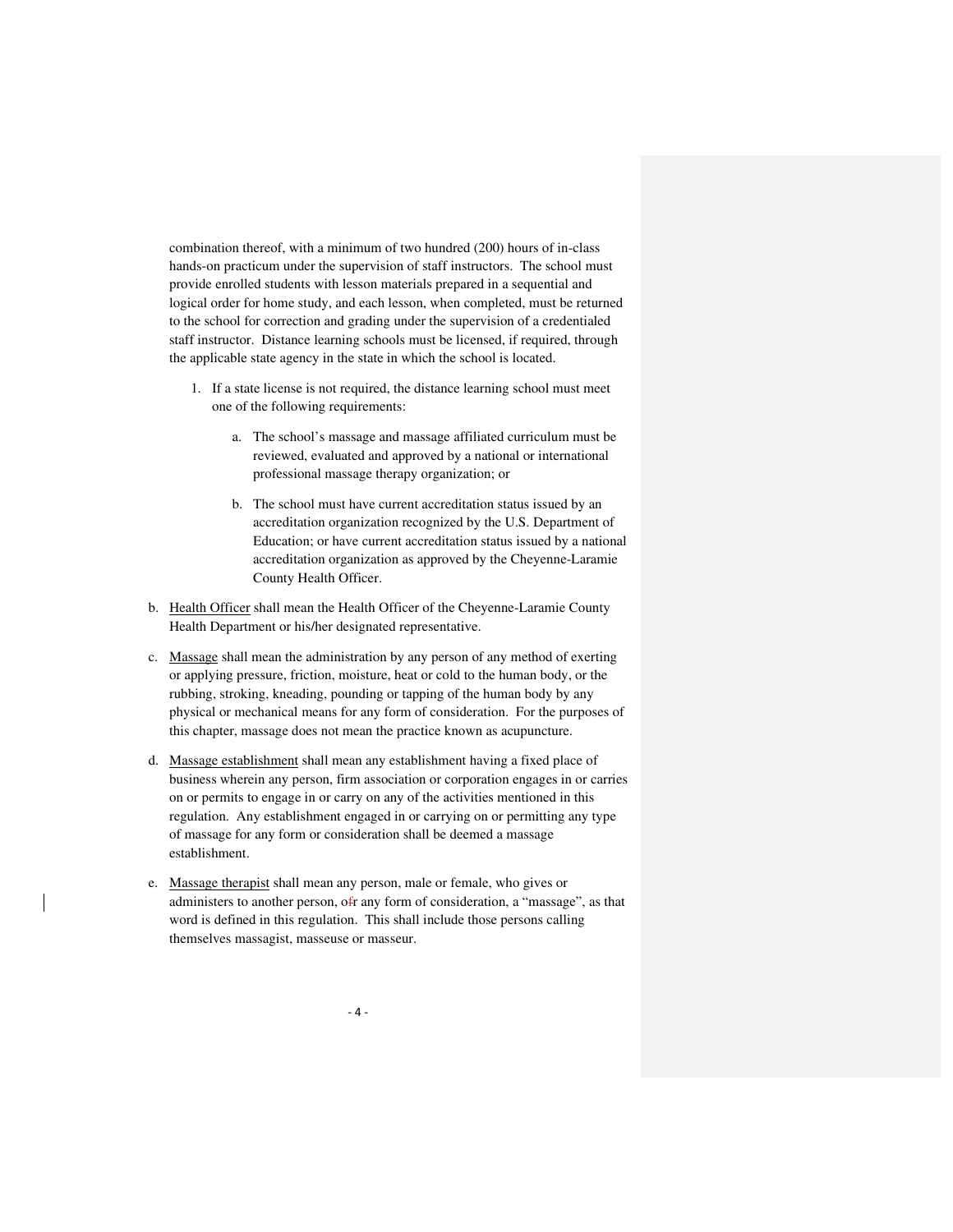combination thereof, with a minimum of two hundred (200) hours of in-class hands-on practicum under the supervision of staff instructors. The school must provide enrolled students with lesson materials prepared in a sequential and logical order for home study, and each lesson, when completed, must be returned to the school for correction and grading under the supervision of a credentialed staff instructor. Distance learning schools must be licensed, if required, through the applicable state agency in the state in which the school is located.

1. If a state license is not required, the distance learning school must meet one of the following requirements:

    a. The school's massage and massage affiliated curriculum must be reviewed, evaluated and approved by a national or international professional massage therapy organization; or

    b. The school must have current accreditation status issued by an accreditation organization recognized by the U.S. Department of Education; or have current accreditation status issued by a national accreditation organization as approved by the Cheyenne-Laramie County Health Officer.

b. <u>Health Officer</u> shall mean the Health Officer of the Cheyenne-Laramie County Health Department or his/her designated representative.

c. <u>Massage</u> shall mean the administration by any person of any method of exerting or applying pressure, friction, moisture, heat or cold to the human body, or the rubbing, stroking, kneading, pounding or tapping of the human body by any physical or mechanical means for any form of consideration. For the purposes of this chapter, massage does not mean the practice known as acupuncture.

d. <u>Massage establishment</u> shall mean any establishment having a fixed place of business wherein any person, firm association or corporation engages in or carries on or permits to engage in or carry on any of the activities mentioned in this regulation. Any establishment engaged in or carrying on or permitting any type of massage for any form or consideration shall be deemed a massage establishment.

e. <u>Massage therapist</u> shall mean any person, male or female, who gives or administers to another person, for any form of consideration, a "massage", as that word is defined in this regulation. This shall include those persons calling themselves massagist, masseuse or masseur.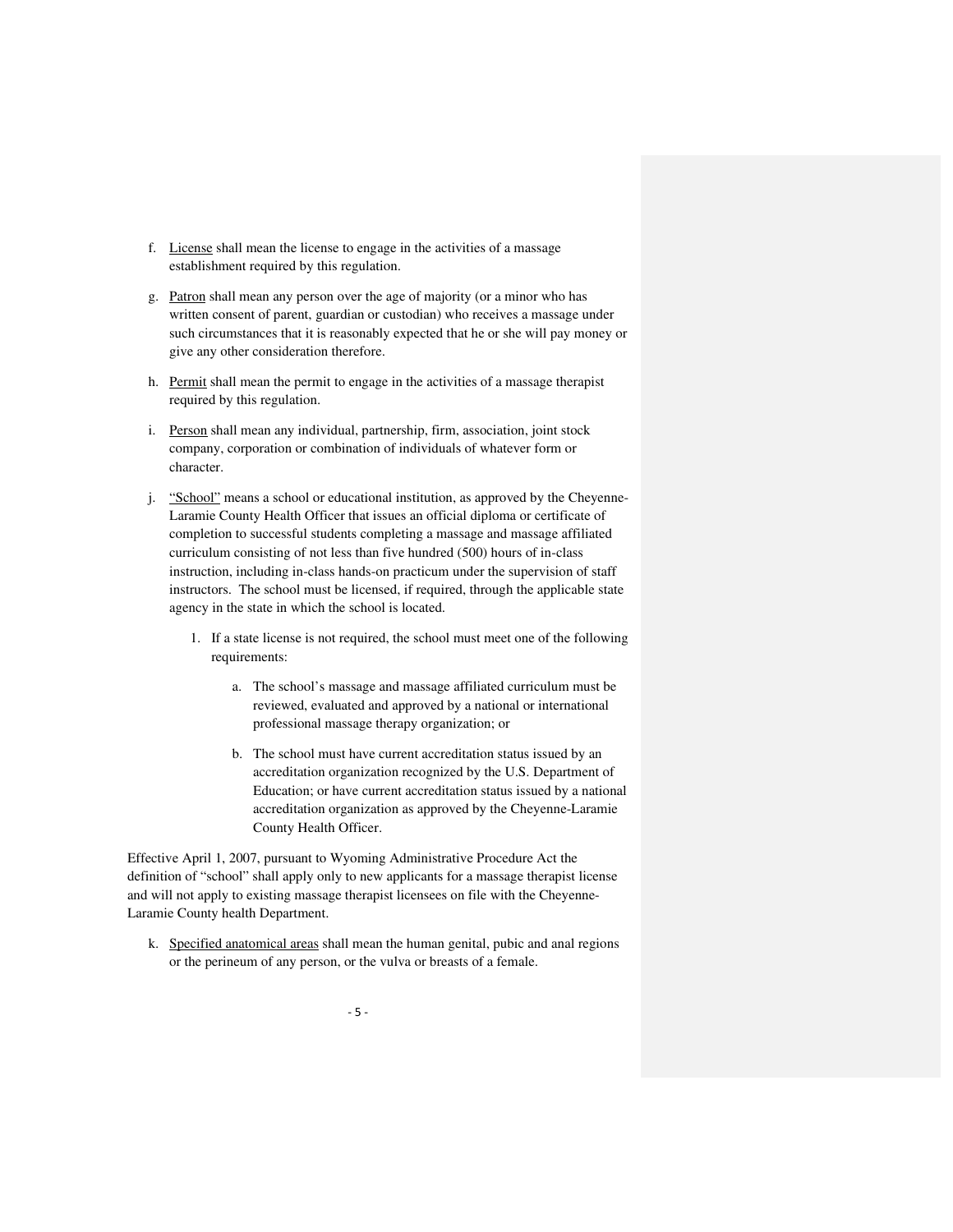f. License shall mean the license to engage in the activities of a massage establishment required by this regulation.

g. Patron shall mean any person over the age of majority (or a minor who has written consent of parent, guardian or custodian) who receives a massage under such circumstances that it is reasonably expected that he or she will pay money or give any other consideration therefore.

h. Permit shall mean the permit to engage in the activities of a massage therapist required by this regulation.

i. Person shall mean any individual, partnership, firm, association, joint stock company, corporation or combination of individuals of whatever form or character.

j. "School" means a school or educational institution, as approved by the Cheyenne-Laramie County Health Officer that issues an official diploma or certificate of completion to successful students completing a massage and massage affiliated curriculum consisting of not less than five hundred (500) hours of in-class instruction, including in-class hands-on practicum under the supervision of staff instructors. The school must be licensed, if required, through the applicable state agency in the state in which the school is located.

   1. If a state license is not required, the school must meet one of the following requirements:

      a. The school's massage and massage affiliated curriculum must be reviewed, evaluated and approved by a national or international professional massage therapy organization; or

      b. The school must have current accreditation status issued by an accreditation organization recognized by the U.S. Department of Education; or have current accreditation status issued by a national accreditation organization as approved by the Cheyenne-Laramie County Health Officer.

Effective April 1, 2007, pursuant to Wyoming Administrative Procedure Act the definition of "school" shall apply only to new applicants for a massage therapist license and will not apply to existing massage therapist licensees on file with the Cheyenne-Laramie County health Department.

k. Specified anatomical areas shall mean the human genital, pubic and anal regions or the perineum of any person, or the vulva or breasts of a female.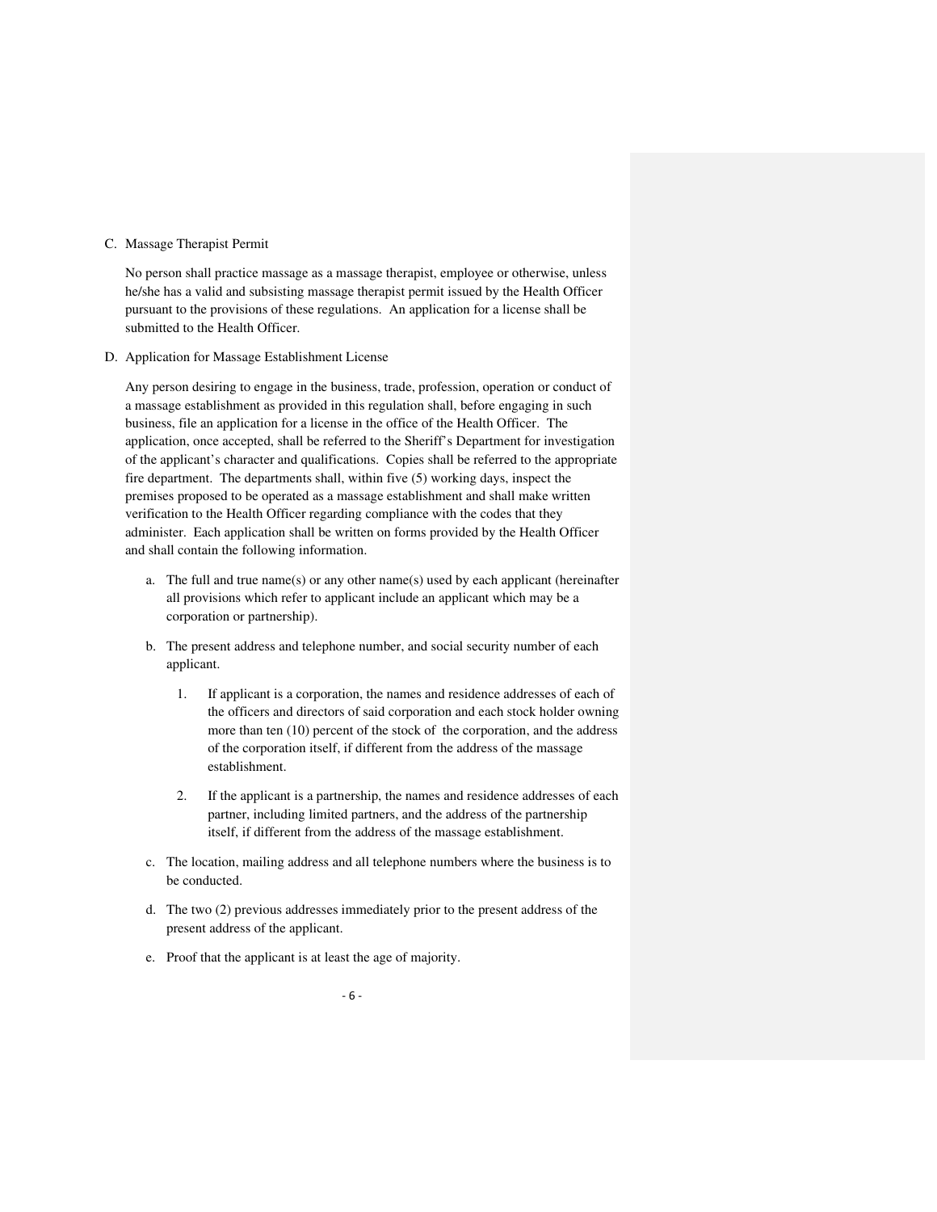C. Massage Therapist Permit

No person shall practice massage as a massage therapist, employee or otherwise, unless he/she has a valid and subsisting massage therapist permit issued by the Health Officer pursuant to the provisions of these regulations. An application for a license shall be submitted to the Health Officer.

D. Application for Massage Establishment License

Any person desiring to engage in the business, trade, profession, operation or conduct of a massage establishment as provided in this regulation shall, before engaging in such business, file an application for a license in the office of the Health Officer. The application, once accepted, shall be referred to the Sheriff's Department for investigation of the applicant's character and qualifications. Copies shall be referred to the appropriate fire department. The departments shall, within five (5) working days, inspect the premises proposed to be operated as a massage establishment and shall make written verification to the Health Officer regarding compliance with the codes that they administer. Each application shall be written on forms provided by the Health Officer and shall contain the following information.

a. The full and true name(s) or any other name(s) used by each applicant (hereinafter all provisions which refer to applicant include an applicant which may be a corporation or partnership).

b. The present address and telephone number, and social security number of each applicant.

   1. If applicant is a corporation, the names and residence addresses of each of the officers and directors of said corporation and each stock holder owning more than ten (10) percent of the stock of the corporation, and the address of the corporation itself, if different from the address of the massage establishment.

   2. If the applicant is a partnership, the names and residence addresses of each partner, including limited partners, and the address of the partnership itself, if different from the address of the massage establishment.

c. The location, mailing address and all telephone numbers where the business is to be conducted.

d. The two (2) previous addresses immediately prior to the present address of the present address of the applicant.

e. Proof that the applicant is at least the age of majority.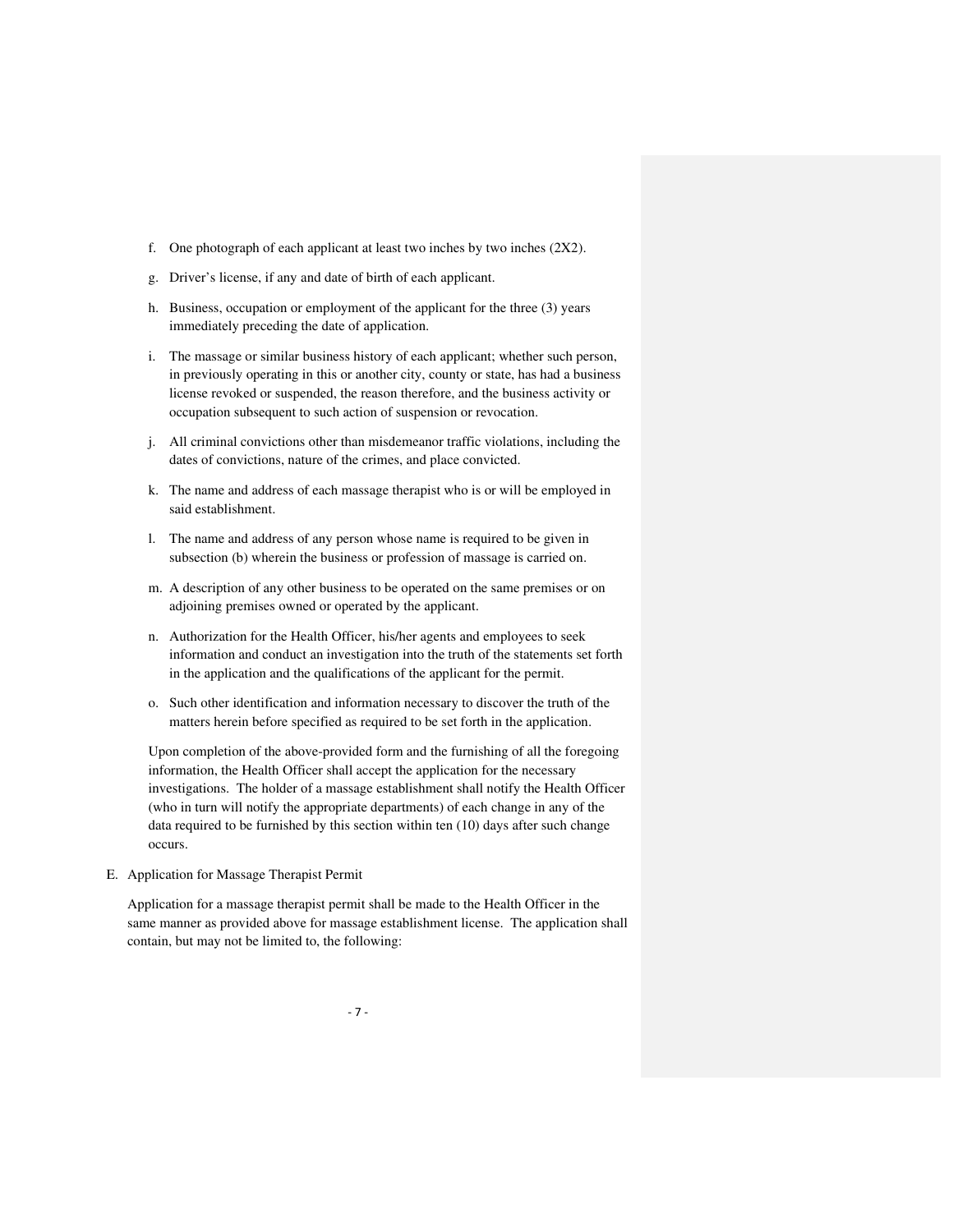f. One photograph of each applicant at least two inches by two inches (2X2).

g. Driver's license, if any and date of birth of each applicant.

h. Business, occupation or employment of the applicant for the three (3) years immediately preceding the date of application.

i. The massage or similar business history of each applicant; whether such person, in previously operating in this or another city, county or state, has had a business license revoked or suspended, the reason therefore, and the business activity or occupation subsequent to such action of suspension or revocation.

j. All criminal convictions other than misdemeanor traffic violations, including the dates of convictions, nature of the crimes, and place convicted.

k. The name and address of each massage therapist who is or will be employed in said establishment.

l. The name and address of any person whose name is required to be given in subsection (b) wherein the business or profession of massage is carried on.

m. A description of any other business to be operated on the same premises or on adjoining premises owned or operated by the applicant.

n. Authorization for the Health Officer, his/her agents and employees to seek information and conduct an investigation into the truth of the statements set forth in the application and the qualifications of the applicant for the permit.

o. Such other identification and information necessary to discover the truth of the matters herein before specified as required to be set forth in the application.

Upon completion of the above-provided form and the furnishing of all the foregoing information, the Health Officer shall accept the application for the necessary investigations. The holder of a massage establishment shall notify the Health Officer (who in turn will notify the appropriate departments) of each change in any of the data required to be furnished by this section within ten (10) days after such change occurs.

E. Application for Massage Therapist Permit

Application for a massage therapist permit shall be made to the Health Officer in the same manner as provided above for massage establishment license. The application shall contain, but may not be limited to, the following: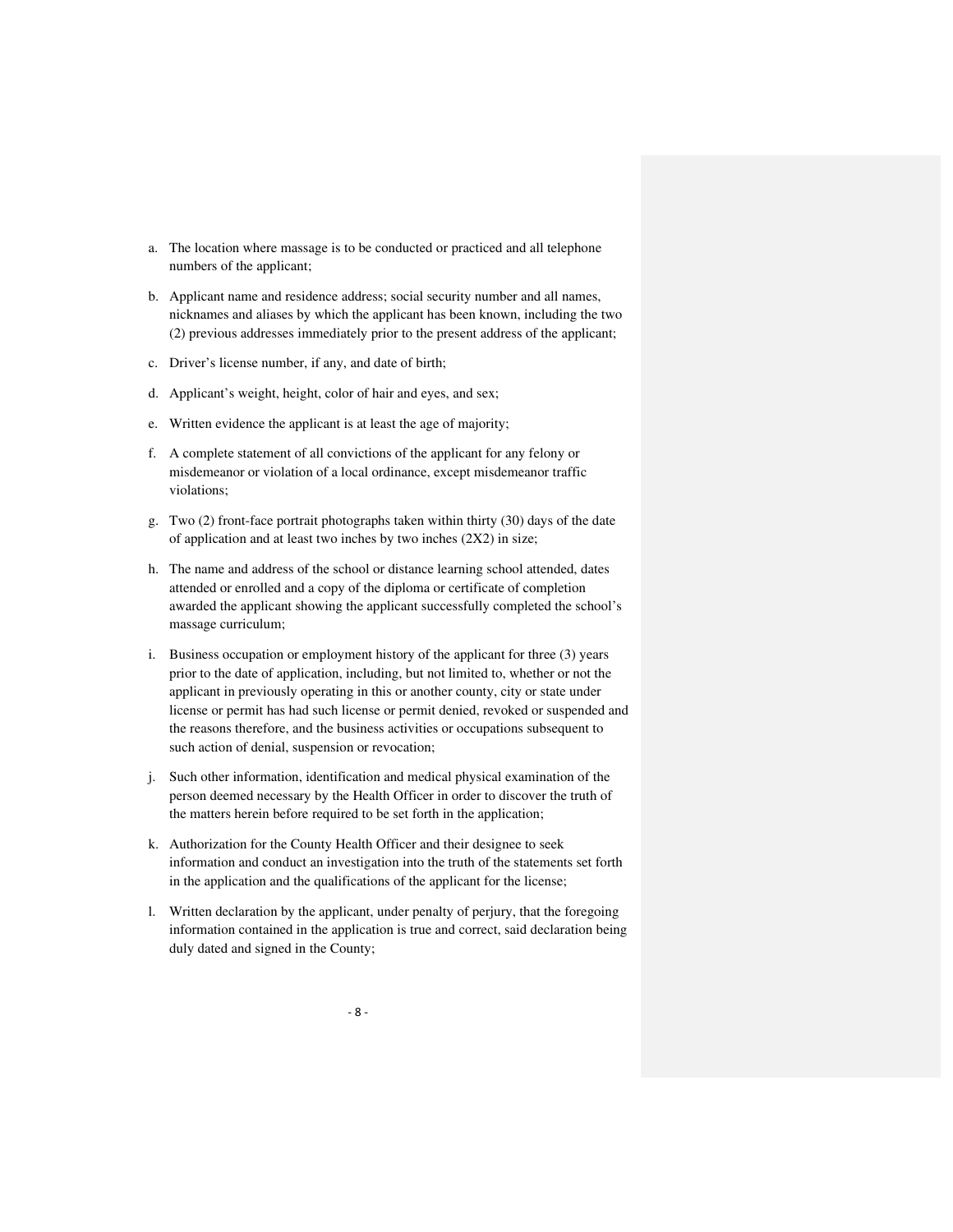a. The location where massage is to be conducted or practiced and all telephone numbers of the applicant;

b. Applicant name and residence address; social security number and all names, nicknames and aliases by which the applicant has been known, including the two (2) previous addresses immediately prior to the present address of the applicant;

c. Driver's license number, if any, and date of birth;

d. Applicant's weight, height, color of hair and eyes, and sex;

e. Written evidence the applicant is at least the age of majority;

f. A complete statement of all convictions of the applicant for any felony or misdemeanor or violation of a local ordinance, except misdemeanor traffic violations;

g. Two (2) front-face portrait photographs taken within thirty (30) days of the date of application and at least two inches by two inches (2X2) in size;

h. The name and address of the school or distance learning school attended, dates attended or enrolled and a copy of the diploma or certificate of completion awarded the applicant showing the applicant successfully completed the school's massage curriculum;

i. Business occupation or employment history of the applicant for three (3) years prior to the date of application, including, but not limited to, whether or not the applicant in previously operating in this or another county, city or state under license or permit has had such license or permit denied, revoked or suspended and the reasons therefore, and the business activities or occupations subsequent to such action of denial, suspension or revocation;

j. Such other information, identification and medical physical examination of the person deemed necessary by the Health Officer in order to discover the truth of the matters herein before required to be set forth in the application;

k. Authorization for the County Health Officer and their designee to seek information and conduct an investigation into the truth of the statements set forth in the application and the qualifications of the applicant for the license;

l. Written declaration by the applicant, under penalty of perjury, that the foregoing information contained in the application is true and correct, said declaration being duly dated and signed in the County;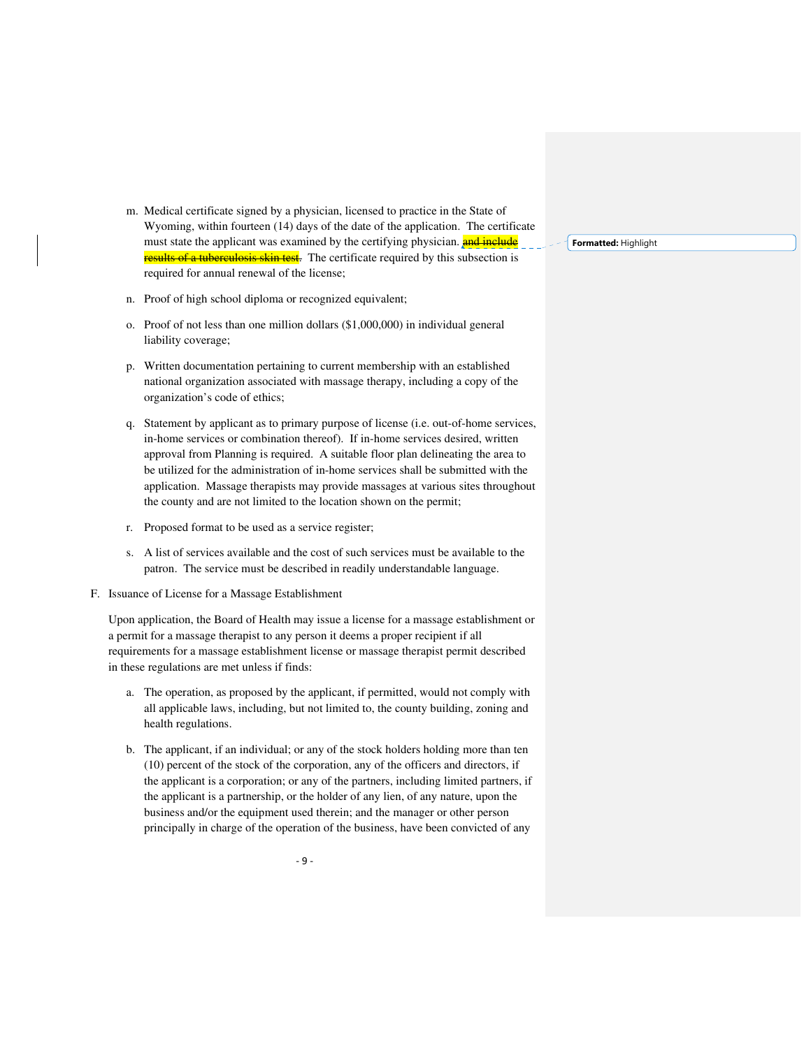m. Medical certificate signed by a physician, licensed to practice in the State of Wyoming, within fourteen (14) days of the date of the application. The certificate must state the applicant was examined by the certifying physician. ~~and include results of a tuberculosis skin test~~. The certificate required by this subsection is required for annual renewal of the license;

n. Proof of high school diploma or recognized equivalent;

o. Proof of not less than one million dollars ($1,000,000) in individual general liability coverage;

p. Written documentation pertaining to current membership with an established national organization associated with massage therapy, including a copy of the organization's code of ethics;

q. Statement by applicant as to primary purpose of license (i.e. out-of-home services, in-home services or combination thereof). If in-home services desired, written approval from Planning is required. A suitable floor plan delineating the area to be utilized for the administration of in-home services shall be submitted with the application. Massage therapists may provide massages at various sites throughout the county and are not limited to the location shown on the permit;

r. Proposed format to be used as a service register;

s. A list of services available and the cost of such services must be available to the patron. The service must be described in readily understandable language.

F. Issuance of License for a Massage Establishment

Upon application, the Board of Health may issue a license for a massage establishment or a permit for a massage therapist to any person it deems a proper recipient if all requirements for a massage establishment license or massage therapist permit described in these regulations are met unless if finds:

a. The operation, as proposed by the applicant, if permitted, would not comply with all applicable laws, including, but not limited to, the county building, zoning and health regulations.

b. The applicant, if an individual; or any of the stock holders holding more than ten (10) percent of the stock of the corporation, any of the officers and directors, if the applicant is a corporation; or any of the partners, including limited partners, if the applicant is a partnership, or the holder of any lien, of any nature, upon the business and/or the equipment used therein; and the manager or other person principally in charge of the operation of the business, have been convicted of any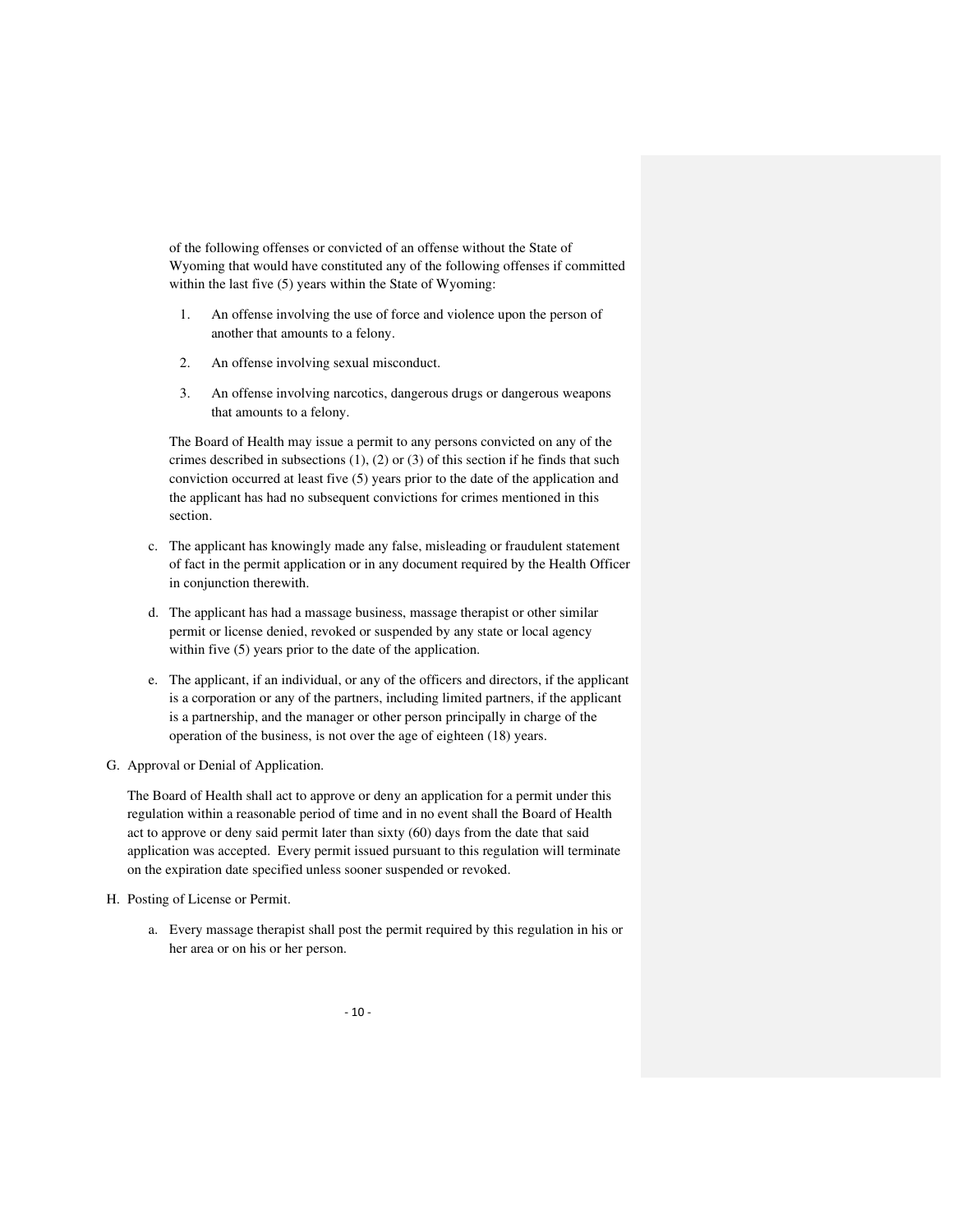of the following offenses or convicted of an offense without the State of Wyoming that would have constituted any of the following offenses if committed within the last five (5) years within the State of Wyoming:

1. An offense involving the use of force and violence upon the person of another that amounts to a felony.
2. An offense involving sexual misconduct.
3. An offense involving narcotics, dangerous drugs or dangerous weapons that amounts to a felony.

The Board of Health may issue a permit to any persons convicted on any of the crimes described in subsections (1), (2) or (3) of this section if he finds that such conviction occurred at least five (5) years prior to the date of the application and the applicant has had no subsequent convictions for crimes mentioned in this section.

c. The applicant has knowingly made any false, misleading or fraudulent statement of fact in the permit application or in any document required by the Health Officer in conjunction therewith.

d. The applicant has had a massage business, massage therapist or other similar permit or license denied, revoked or suspended by any state or local agency within five (5) years prior to the date of the application.

e. The applicant, if an individual, or any of the officers and directors, if the applicant is a corporation or any of the partners, including limited partners, if the applicant is a partnership, and the manager or other person principally in charge of the operation of the business, is not over the age of eighteen (18) years.

G. Approval or Denial of Application.

The Board of Health shall act to approve or deny an application for a permit under this regulation within a reasonable period of time and in no event shall the Board of Health act to approve or deny said permit later than sixty (60) days from the date that said application was accepted. Every permit issued pursuant to this regulation will terminate on the expiration date specified unless sooner suspended or revoked.

H. Posting of License or Permit.

a. Every massage therapist shall post the permit required by this regulation in his or her area or on his or her person.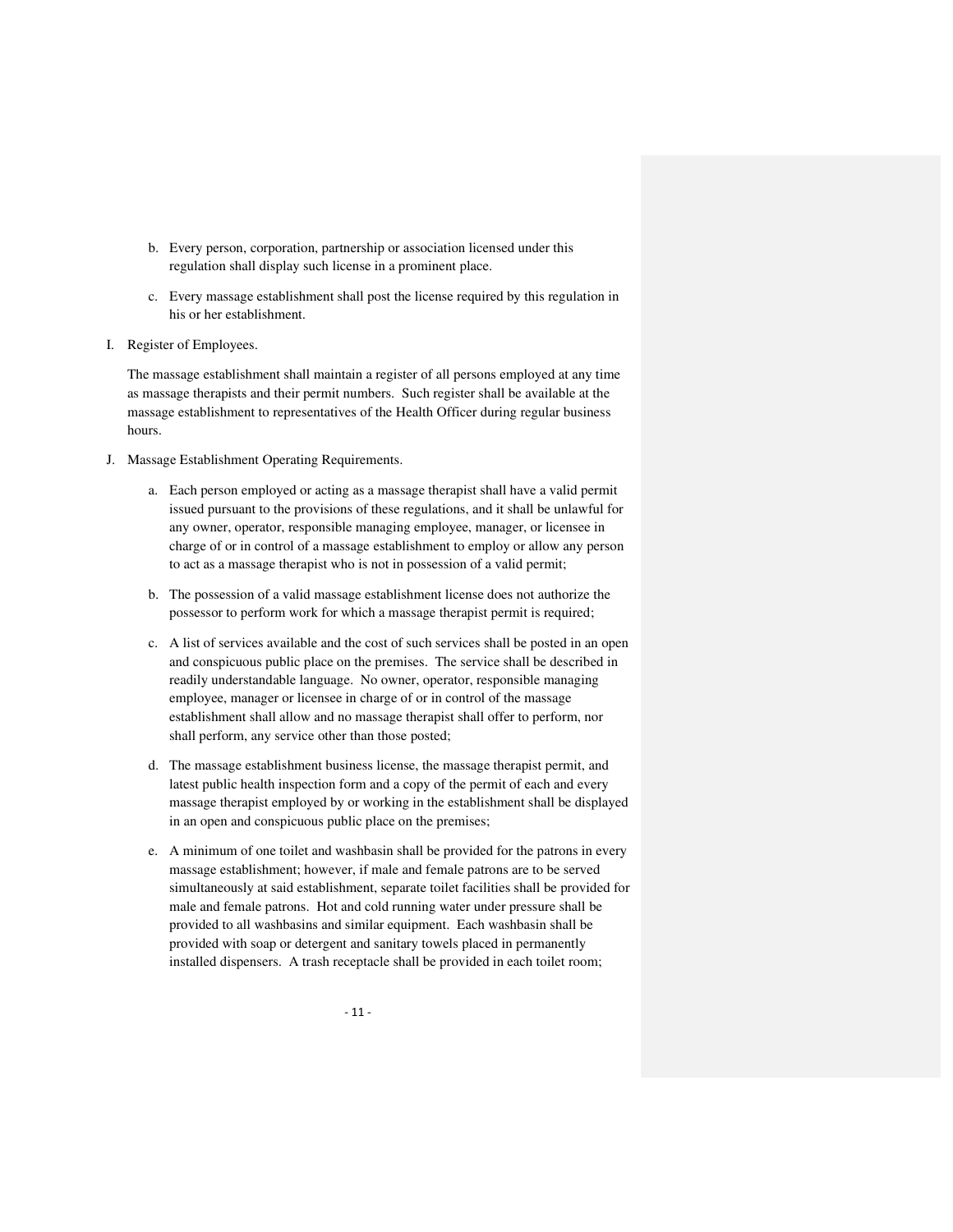b. Every person, corporation, partnership or association licensed under this regulation shall display such license in a prominent place.

c. Every massage establishment shall post the license required by this regulation in his or her establishment.

I. Register of Employees.

The massage establishment shall maintain a register of all persons employed at any time as massage therapists and their permit numbers. Such register shall be available at the massage establishment to representatives of the Health Officer during regular business hours.

J. Massage Establishment Operating Requirements.

a. Each person employed or acting as a massage therapist shall have a valid permit issued pursuant to the provisions of these regulations, and it shall be unlawful for any owner, operator, responsible managing employee, manager, or licensee in charge of or in control of a massage establishment to employ or allow any person to act as a massage therapist who is not in possession of a valid permit;

b. The possession of a valid massage establishment license does not authorize the possessor to perform work for which a massage therapist permit is required;

c. A list of services available and the cost of such services shall be posted in an open and conspicuous public place on the premises. The service shall be described in readily understandable language. No owner, operator, responsible managing employee, manager or licensee in charge of or in control of the massage establishment shall allow and no massage therapist shall offer to perform, nor shall perform, any service other than those posted;

d. The massage establishment business license, the massage therapist permit, and latest public health inspection form and a copy of the permit of each and every massage therapist employed by or working in the establishment shall be displayed in an open and conspicuous public place on the premises;

e. A minimum of one toilet and washbasin shall be provided for the patrons in every massage establishment; however, if male and female patrons are to be served simultaneously at said establishment, separate toilet facilities shall be provided for male and female patrons. Hot and cold running water under pressure shall be provided to all washbasins and similar equipment. Each washbasin shall be provided with soap or detergent and sanitary towels placed in permanently installed dispensers. A trash receptacle shall be provided in each toilet room;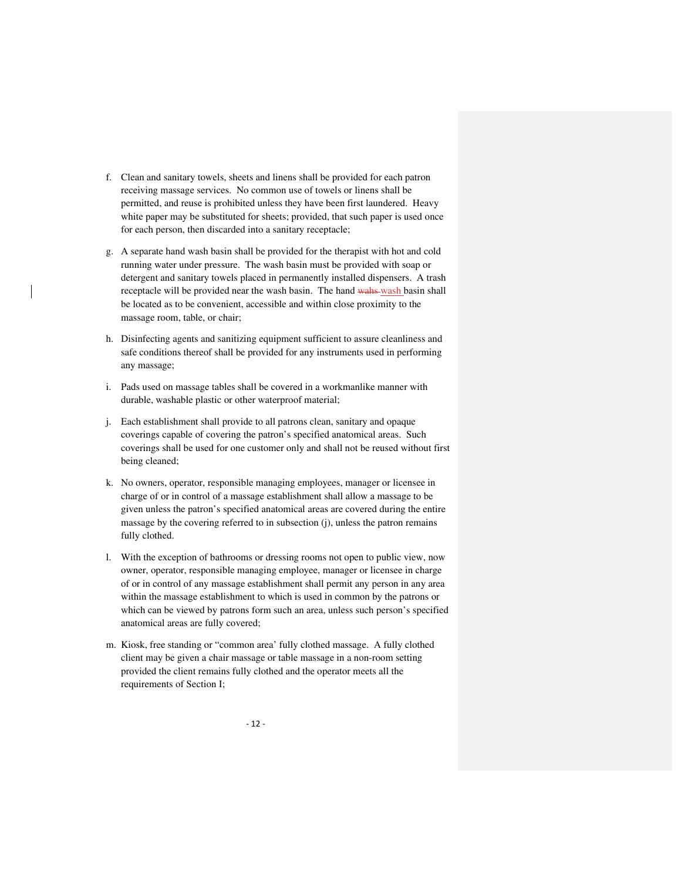f. Clean and sanitary towels, sheets and linens shall be provided for each patron receiving massage services. No common use of towels or linens shall be permitted, and reuse is prohibited unless they have been first laundered. Heavy white paper may be substituted for sheets; provided, that such paper is used once for each person, then discarded into a sanitary receptacle;

g. A separate hand wash basin shall be provided for the therapist with hot and cold running water under pressure. The wash basin must be provided with soap or detergent and sanitary towels placed in permanently installed dispensers. A trash receptacle will be provided near the wash basin. The hand ~~wahs~~ wash basin shall be located as to be convenient, accessible and within close proximity to the massage room, table, or chair;

h. Disinfecting agents and sanitizing equipment sufficient to assure cleanliness and safe conditions thereof shall be provided for any instruments used in performing any massage;

i. Pads used on massage tables shall be covered in a workmanlike manner with durable, washable plastic or other waterproof material;

j. Each establishment shall provide to all patrons clean, sanitary and opaque coverings capable of covering the patron's specified anatomical areas. Such coverings shall be used for one customer only and shall not be reused without first being cleaned;

k. No owners, operator, responsible managing employees, manager or licensee in charge of or in control of a massage establishment shall allow a massage to be given unless the patron's specified anatomical areas are covered during the entire massage by the covering referred to in subsection (j), unless the patron remains fully clothed.

l. With the exception of bathrooms or dressing rooms not open to public view, now owner, operator, responsible managing employee, manager or licensee in charge of or in control of any massage establishment shall permit any person in any area within the massage establishment to which is used in common by the patrons or which can be viewed by patrons form such an area, unless such person's specified anatomical areas are fully covered;

m. Kiosk, free standing or "common area' fully clothed massage. A fully clothed client may be given a chair massage or table massage in a non-room setting provided the client remains fully clothed and the operator meets all the requirements of Section I;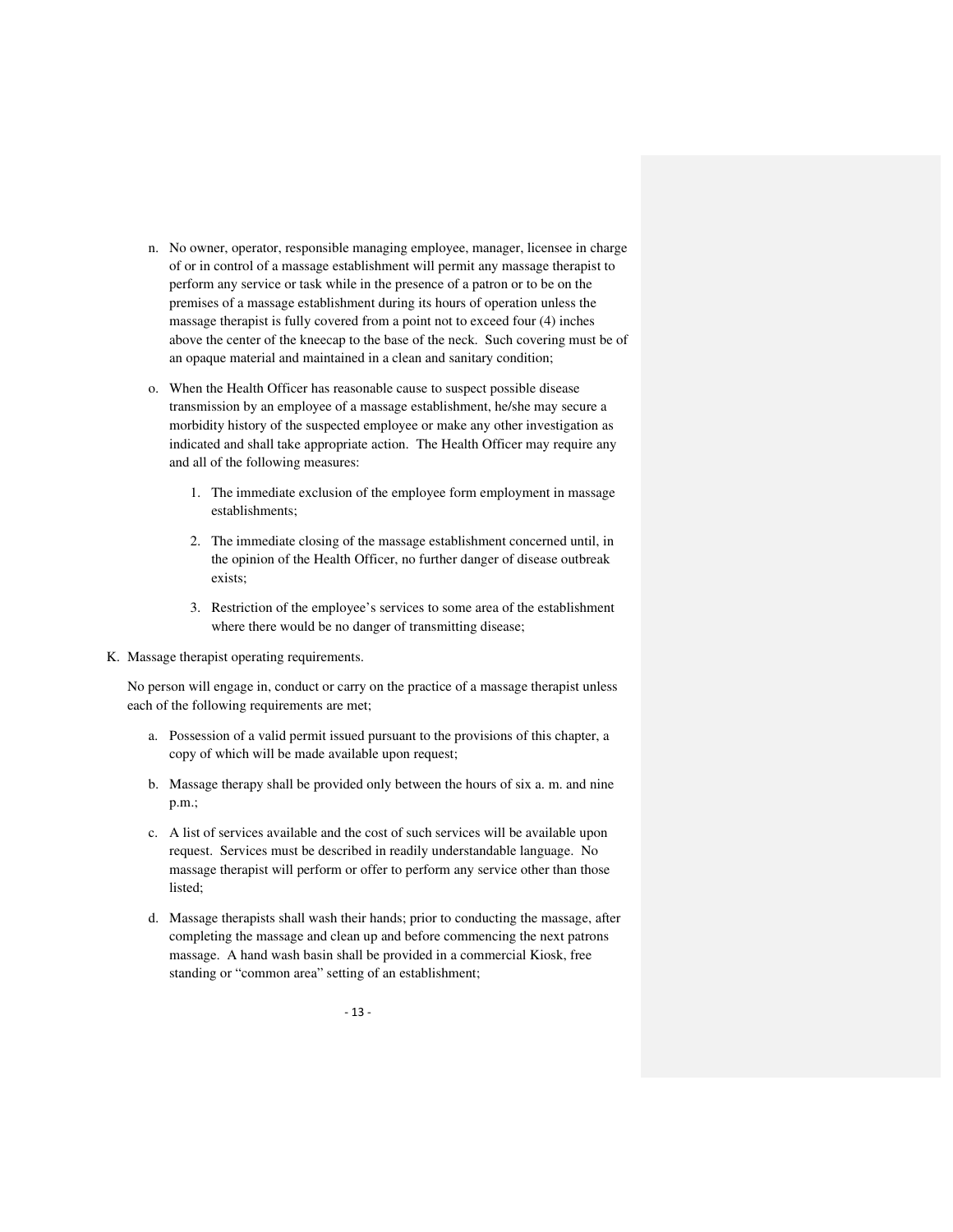n. No owner, operator, responsible managing employee, manager, licensee in charge of or in control of a massage establishment will permit any massage therapist to perform any service or task while in the presence of a patron or to be on the premises of a massage establishment during its hours of operation unless the massage therapist is fully covered from a point not to exceed four (4) inches above the center of the kneecap to the base of the neck. Such covering must be of an opaque material and maintained in a clean and sanitary condition;

o. When the Health Officer has reasonable cause to suspect possible disease transmission by an employee of a massage establishment, he/she may secure a morbidity history of the suspected employee or make any other investigation as indicated and shall take appropriate action. The Health Officer may require any and all of the following measures:

   1. The immediate exclusion of the employee form employment in massage establishments;

   2. The immediate closing of the massage establishment concerned until, in the opinion of the Health Officer, no further danger of disease outbreak exists;

   3. Restriction of the employee's services to some area of the establishment where there would be no danger of transmitting disease;

K. Massage therapist operating requirements.

No person will engage in, conduct or carry on the practice of a massage therapist unless each of the following requirements are met;

a. Possession of a valid permit issued pursuant to the provisions of this chapter, a copy of which will be made available upon request;

b. Massage therapy shall be provided only between the hours of six a. m. and nine p.m.;

c. A list of services available and the cost of such services will be available upon request. Services must be described in readily understandable language. No massage therapist will perform or offer to perform any service other than those listed;

d. Massage therapists shall wash their hands; prior to conducting the massage, after completing the massage and clean up and before commencing the next patrons massage. A hand wash basin shall be provided in a commercial Kiosk, free standing or "common area" setting of an establishment;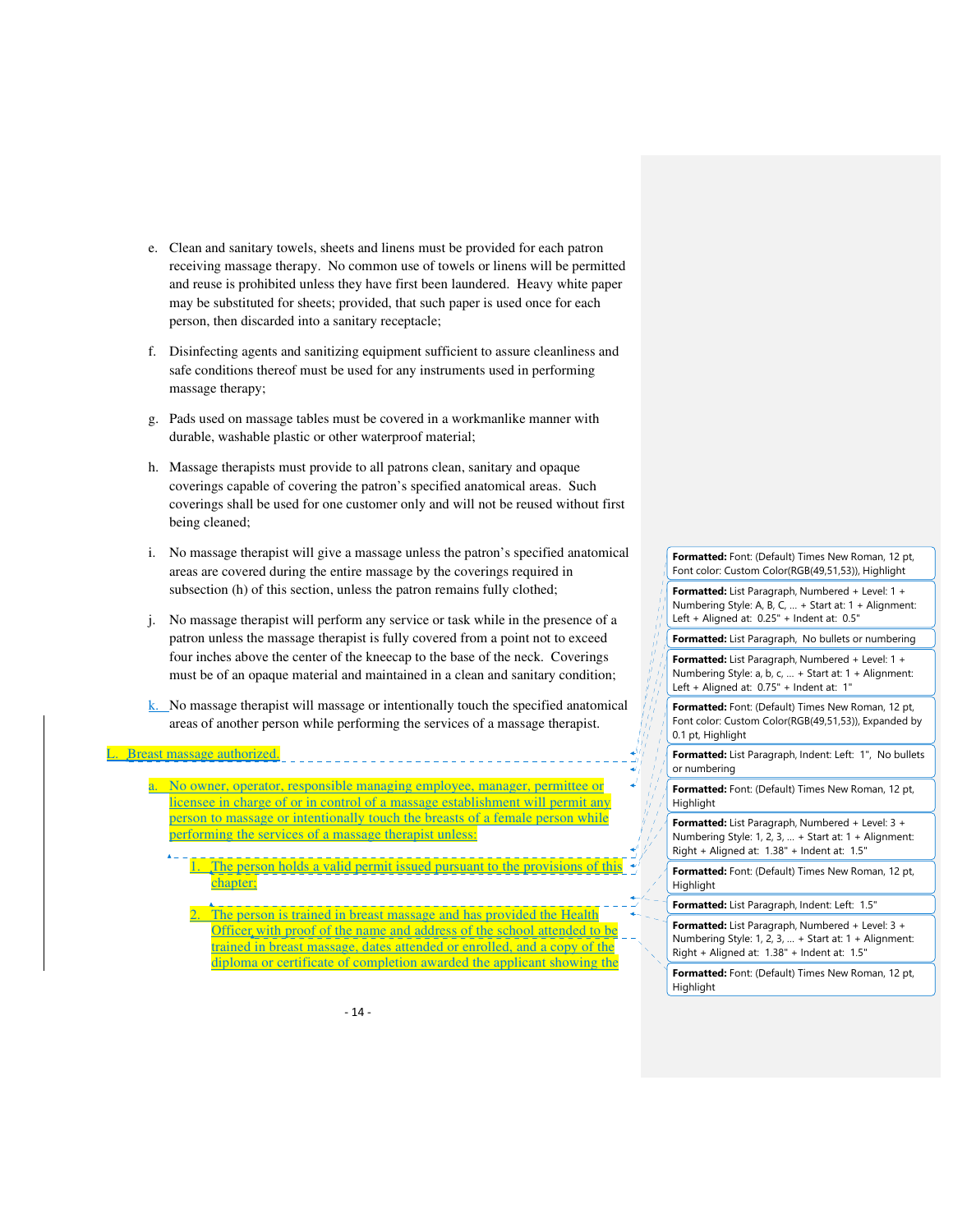e. Clean and sanitary towels, sheets and linens must be provided for each patron receiving massage therapy. No common use of towels or linens will be permitted and reuse is prohibited unless they have first been laundered. Heavy white paper may be substituted for sheets; provided, that such paper is used once for each person, then discarded into a sanitary receptacle;

f. Disinfecting agents and sanitizing equipment sufficient to assure cleanliness and safe conditions thereof must be used for any instruments used in performing massage therapy;

g. Pads used on massage tables must be covered in a workmanlike manner with durable, washable plastic or other waterproof material;

h. Massage therapists must provide to all patrons clean, sanitary and opaque coverings capable of covering the patron's specified anatomical areas. Such coverings shall be used for one customer only and will not be reused without first being cleaned;

i. No massage therapist will give a massage unless the patron's specified anatomical areas are covered during the entire massage by the coverings required in subsection (h) of this section, unless the patron remains fully clothed;

j. No massage therapist will perform any service or task while in the presence of a patron unless the massage therapist is fully covered from a point not to exceed four inches above the center of the kneecap to the base of the neck. Coverings must be of an opaque material and maintained in a clean and sanitary condition;

k. No massage therapist will massage or intentionally touch the specified anatomical areas of another person while performing the services of a massage therapist.

L. Breast massage authorized.

a. No owner, operator, responsible managing employee, manager, permittee or licensee in charge of or in control of a massage establishment will permit any person to massage or intentionally touch the breasts of a female person while performing the services of a massage therapist unless:

1. The person holds a valid permit issued pursuant to the provisions of this chapter;

2. The person is trained in breast massage and has provided the Health Officer with proof of the name and address of the school attended to be trained in breast massage, dates attended or enrolled, and a copy of the diploma or certificate of completion awarded the applicant showing the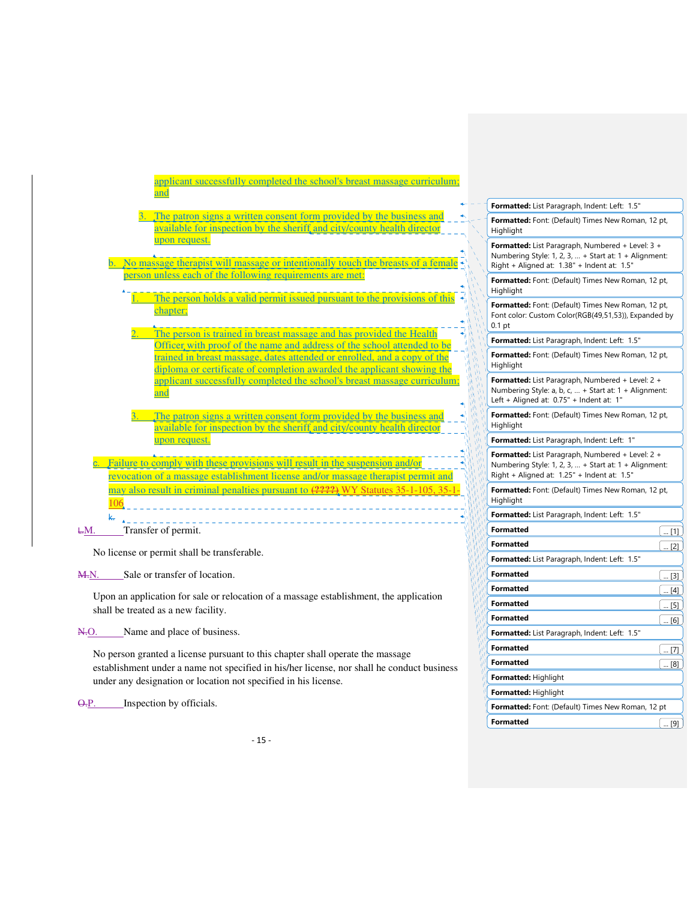applicant successfully completed the school's breast massage curriculum; and

3. The patron signs a written consent form provided by the business and available for inspection by the sheriff and city/county health director upon request.

b. No massage therapist will massage or intentionally touch the breasts of a female person unless each of the following requirements are met:

1. The person holds a valid permit issued pursuant to the provisions of this chapter;

2. The person is trained in breast massage and has provided the Health Officer with proof of the name and address of the school attended to be trained in breast massage, dates attended or enrolled, and a copy of the diploma or certificate of completion awarded the applicant showing the applicant successfully completed the school's breast massage curriculum; and

3. The patron signs a written consent form provided by the business and available for inspection by the sheriff and city/county health director upon request.

c. Failure to comply with these provisions will result in the suspension and/or revocation of a massage establishment license and/or massage therapist permit and may also result in criminal penalties pursuant to ~~(????)~~ WY Statutes 35-1-105, 35-1-106.

~~k.~~

~~L.~~M. Transfer of permit.

No license or permit shall be transferable.

~~M.~~N. Sale or transfer of location.

Upon an application for sale or relocation of a massage establishment, the application shall be treated as a new facility.

~~N.~~O. Name and place of business.

No person granted a license pursuant to this chapter shall operate the massage establishment under a name not specified in his/her license, nor shall he conduct business under any designation or location not specified in his license.

~~O.~~P. Inspection by officials.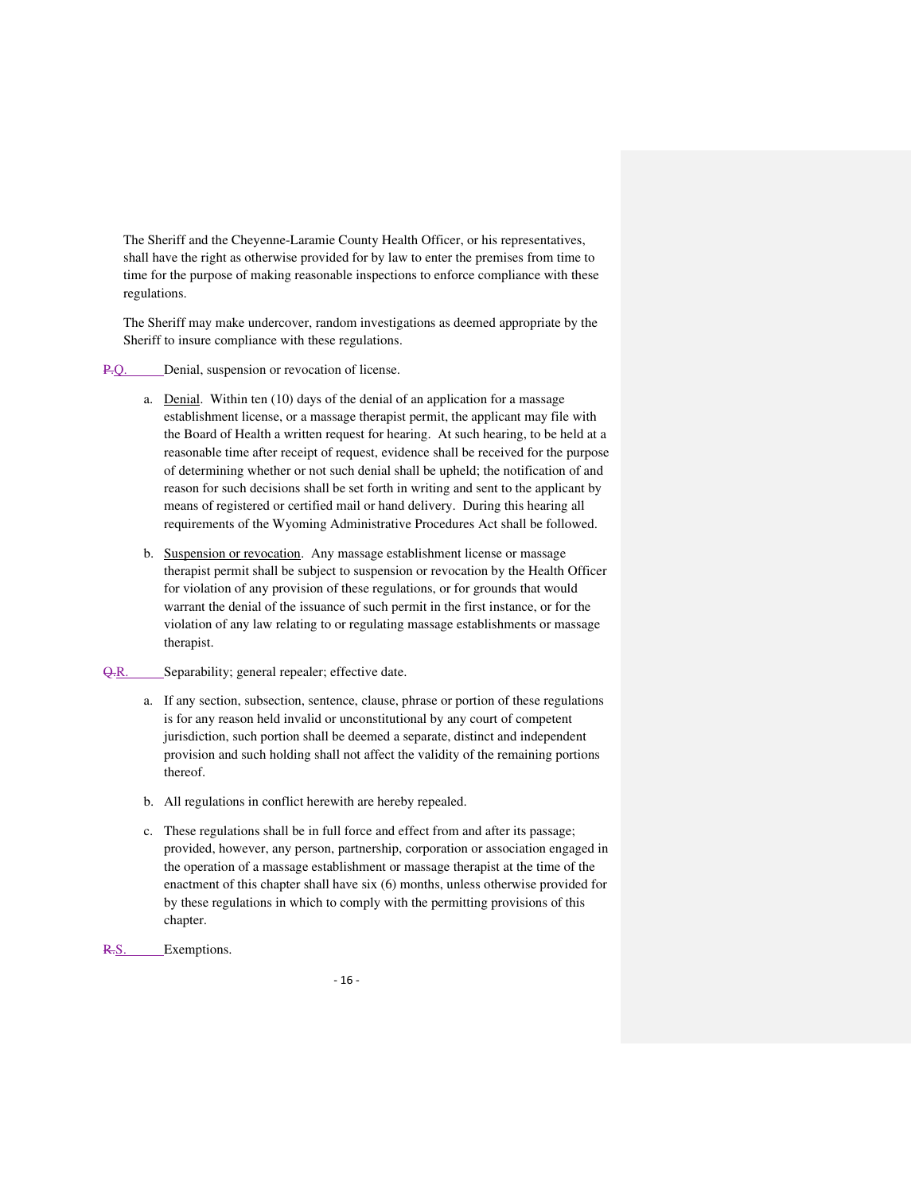The Sheriff and the Cheyenne-Laramie County Health Officer, or his representatives, shall have the right as otherwise provided for by law to enter the premises from time to time for the purpose of making reasonable inspections to enforce compliance with these regulations.

The Sheriff may make undercover, random investigations as deemed appropriate by the Sheriff to insure compliance with these regulations.

~~P.~~Q. Denial, suspension or revocation of license.

a. Denial. Within ten (10) days of the denial of an application for a massage establishment license, or a massage therapist permit, the applicant may file with the Board of Health a written request for hearing. At such hearing, to be held at a reasonable time after receipt of request, evidence shall be received for the purpose of determining whether or not such denial shall be upheld; the notification of and reason for such decisions shall be set forth in writing and sent to the applicant by means of registered or certified mail or hand delivery. During this hearing all requirements of the Wyoming Administrative Procedures Act shall be followed.

b. Suspension or revocation. Any massage establishment license or massage therapist permit shall be subject to suspension or revocation by the Health Officer for violation of any provision of these regulations, or for grounds that would warrant the denial of the issuance of such permit in the first instance, or for the violation of any law relating to or regulating massage establishments or massage therapist.

~~Q.~~R. Separability; general repealer; effective date.

a. If any section, subsection, sentence, clause, phrase or portion of these regulations is for any reason held invalid or unconstitutional by any court of competent jurisdiction, such portion shall be deemed a separate, distinct and independent provision and such holding shall not affect the validity of the remaining portions thereof.

b. All regulations in conflict herewith are hereby repealed.

c. These regulations shall be in full force and effect from and after its passage; provided, however, any person, partnership, corporation or association engaged in the operation of a massage establishment or massage therapist at the time of the enactment of this chapter shall have six (6) months, unless otherwise provided for by these regulations in which to comply with the permitting provisions of this chapter.

~~R.~~S. Exemptions.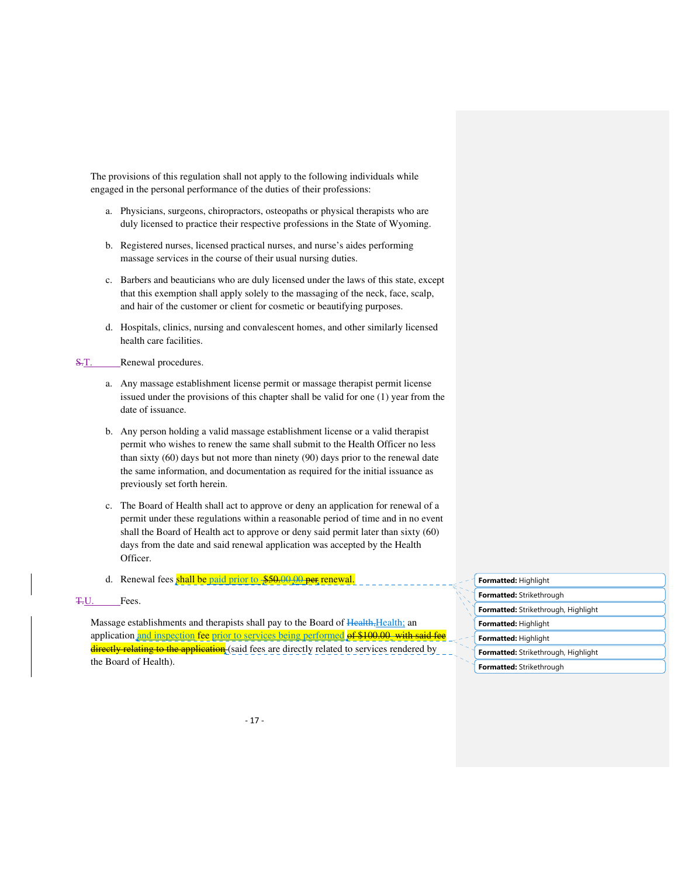The provisions of this regulation shall not apply to the following individuals while engaged in the personal performance of the duties of their professions:

a. Physicians, surgeons, chiropractors, osteopaths or physical therapists who are duly licensed to practice their respective professions in the State of Wyoming.

b. Registered nurses, licensed practical nurses, and nurse's aides performing massage services in the course of their usual nursing duties.

c. Barbers and beauticians who are duly licensed under the laws of this state, except that this exemption shall apply solely to the massaging of the neck, face, scalp, and hair of the customer or client for cosmetic or beautifying purposes.

d. Hospitals, clinics, nursing and convalescent homes, and other similarly licensed health care facilities.

~~S.~~T. Renewal procedures.

a. Any massage establishment license permit or massage therapist permit license issued under the provisions of this chapter shall be valid for one (1) year from the date of issuance.

b. Any person holding a valid massage establishment license or a valid therapist permit who wishes to renew the same shall submit to the Health Officer no less than sixty (60) days but not more than ninety (90) days prior to the renewal date the same information, and documentation as required for the initial issuance as previously set forth herein.

c. The Board of Health shall act to approve or deny an application for renewal of a permit under these regulations within a reasonable period of time and in no event shall the Board of Health act to approve or deny said permit later than sixty (60) days from the date and said renewal application was accepted by the Health Officer.

d. Renewal fees shall be paid prior to ~~$50.00.00~~ ~~per~~ renewal.

~~T.~~U. Fees.

Massage establishments and therapists shall pay to the Board of ~~Health,~~Health; an application and inspection fee prior to services being performed ~~of $100.00 with said fee directly relating to the application~~ (said fees are directly related to services rendered by the Board of Health).

**Formatted:** Highlight

**Formatted:** Strikethrough

**Formatted:** Strikethrough, Highlight

**Formatted:** Highlight

**Formatted:** Highlight

**Formatted:** Strikethrough, Highlight

**Formatted:** Strikethrough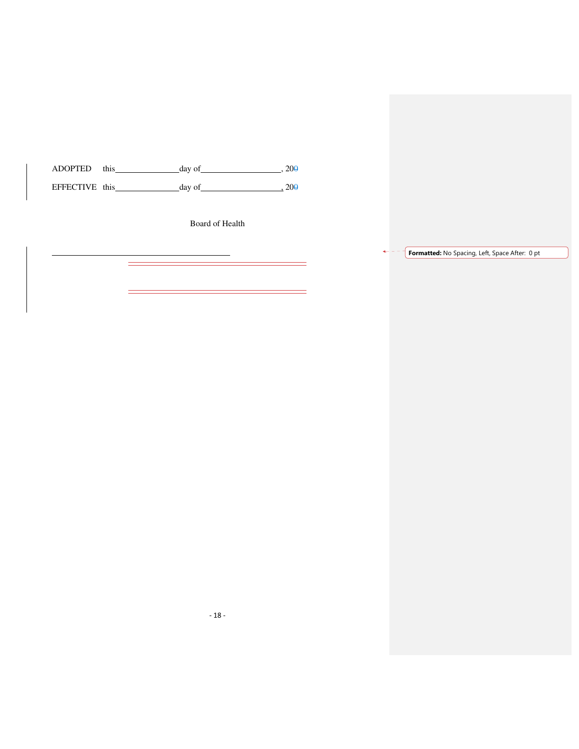ADOPTED this________________day of____________________, 200

EFFECTIVE this________________day of____________________, 200

Board of Health

____________________________________________

____________________________________________

____________________________________________

Formatted: No Spacing, Left, Space After: 0 pt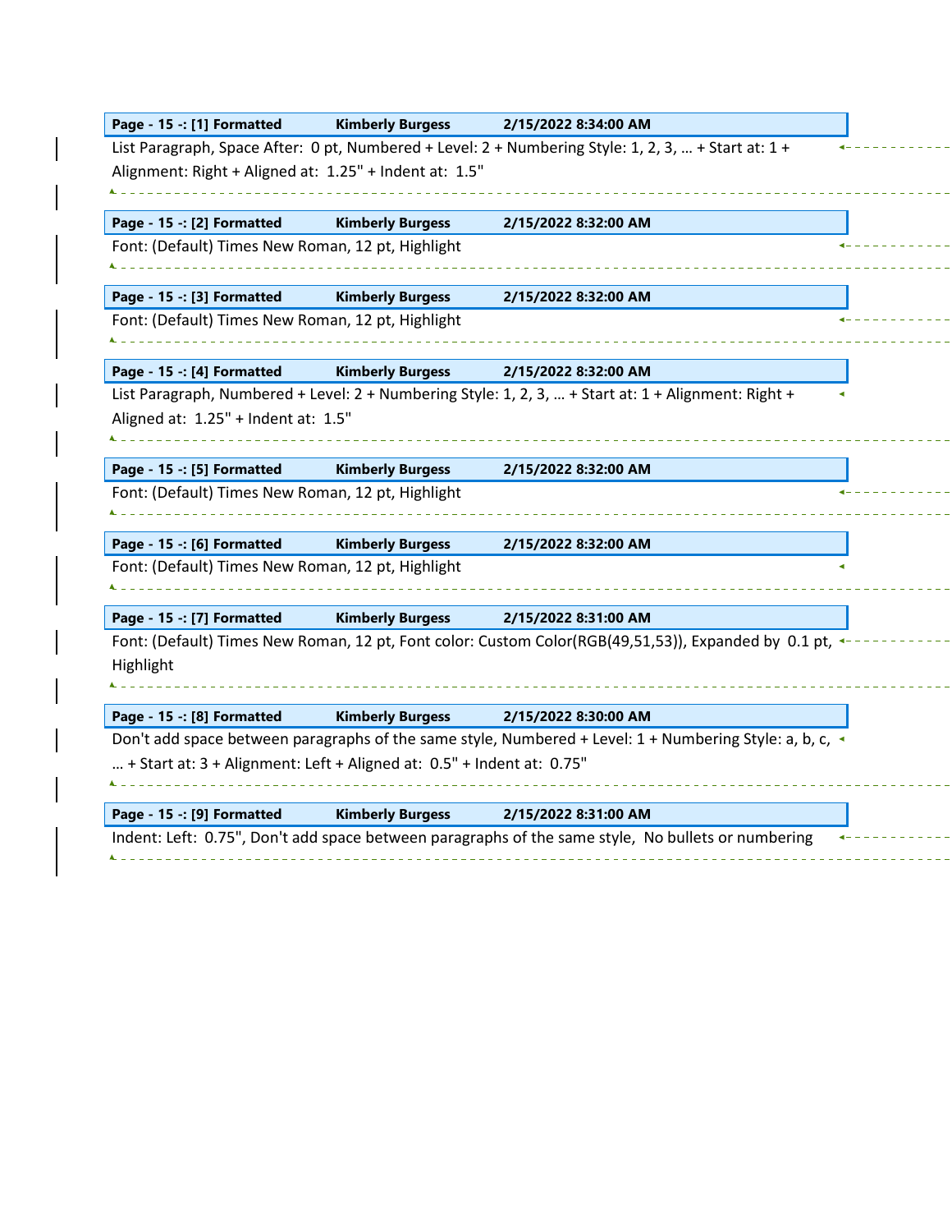**Page - 15 -: [1] Formatted Kimberly Burgess 2/15/2022 8:34:00 AM**

List Paragraph, Space After: 0 pt, Numbered + Level: 2 + Numbering Style: 1, 2, 3, … + Start at: 1 + Alignment: Right + Aligned at: 1.25" + Indent at: 1.5"

**Page - 15 -: [2] Formatted Kimberly Burgess 2/15/2022 8:32:00 AM**

Font: (Default) Times New Roman, 12 pt, Highlight

**Page - 15 -: [3] Formatted Kimberly Burgess 2/15/2022 8:32:00 AM**

Font: (Default) Times New Roman, 12 pt, Highlight

**Page - 15 -: [4] Formatted Kimberly Burgess 2/15/2022 8:32:00 AM**

List Paragraph, Numbered + Level: 2 + Numbering Style: 1, 2, 3, … + Start at: 1 + Alignment: Right + Aligned at: 1.25" + Indent at: 1.5"

**Page - 15 -: [5] Formatted Kimberly Burgess 2/15/2022 8:32:00 AM**

Font: (Default) Times New Roman, 12 pt, Highlight

**Page - 15 -: [6] Formatted Kimberly Burgess 2/15/2022 8:32:00 AM**

Font: (Default) Times New Roman, 12 pt, Highlight

**Page - 15 -: [7] Formatted Kimberly Burgess 2/15/2022 8:31:00 AM**

Font: (Default) Times New Roman, 12 pt, Font color: Custom Color(RGB(49,51,53)), Expanded by 0.1 pt, Highlight

**Page - 15 -: [8] Formatted Kimberly Burgess 2/15/2022 8:30:00 AM**

Don't add space between paragraphs of the same style, Numbered + Level: 1 + Numbering Style: a, b, c, … + Start at: 3 + Alignment: Left + Aligned at: 0.5" + Indent at: 0.75"

**Page - 15 -: [9] Formatted Kimberly Burgess 2/15/2022 8:31:00 AM**

Indent: Left: 0.75", Don't add space between paragraphs of the same style, No bullets or numbering